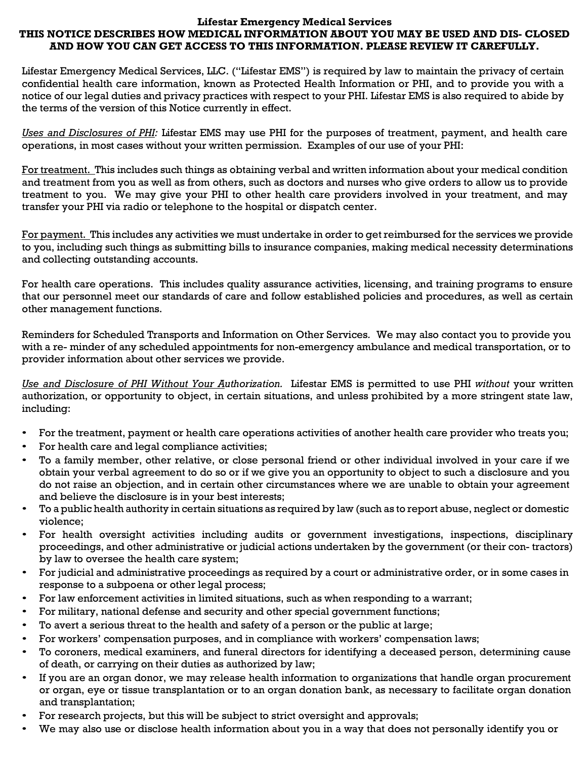**Lifestar Emergency Medical Services**

**THIS NOTICE DESCRIBES HOW MEDICAL INFORMATION ABOUT YOU MAY BE USED AND DIS- CLOSED AND HOW YOU CAN GET ACCESS TO THIS INFORMATION. PLEASE REVIEW IT CAREFULLY.**

Lifestar Emergency Medical Services, LLC. ("Lifestar EMS") is required by law to maintain the privacy of certain confidential health care information, known as Protected Health Information or PHI, and to provide you with a notice of our legal duties and privacy practices with respect to your PHI. Lifestar EMS is also required to abide by the terms of the version of this Notice currently in effect.

*Uses and Disclosures of PHI:* Lifestar EMS may use PHI for the purposes of treatment, payment, and health care operations, in most cases without your written permission. Examples of our use of your PHI:

For treatment. This includes such things as obtaining verbal and written information about your medical condition and treatment from you as well as from others, such as doctors and nurses who give orders to allow us to provide treatment to you. We may give your PHI to other health care providers involved in your treatment, and may transfer your PHI via radio or telephone to the hospital or dispatch center.

For payment. This includes any activities we must undertake in order to get reimbursed for the services we provide to you, including such things as submitting bills to insurance companies, making medical necessity determinations and collecting outstanding accounts.

For health care operations. This includes quality assurance activities, licensing, and training programs to ensure that our personnel meet our standards of care and follow established policies and procedures, as well as certain other management functions.

Reminders for Scheduled Transports and Information on Other Services. We may also contact you to provide you with a re- minder of any scheduled appointments for non-emergency ambulance and medical transportation, or to provider information about other services we provide.

*Use and Disclosure of PHI Without Your Authorization.* Lifestar EMS is permitted to use PHI *without* your written authorization, or opportunity to object, in certain situations, and unless prohibited by a more stringent state law, including:

- For the treatment, payment or health care operations activities of another health care provider who treats you;
- For health care and legal compliance activities;
- To a family member, other relative, or close personal friend or other individual involved in your care if we obtain your verbal agreement to do so or if we give you an opportunity to object to such a disclosure and you do not raise an objection, and in certain other circumstances where we are unable to obtain your agreement and believe the disclosure is in your best interests;
- To a public health authority in certain situations as required by law (such as to report abuse, neglect or domestic violence;
- For health oversight activities including audits or government investigations, inspections, disciplinary proceedings, and other administrative or judicial actions undertaken by the government (or their con- tractors) by law to oversee the health care system;
- For judicial and administrative proceedings as required by a court or administrative order, or in some cases in response to a subpoena or other legal process;
- For law enforcement activities in limited situations, such as when responding to a warrant;
- For military, national defense and security and other special government functions;
- To avert a serious threat to the health and safety of a person or the public at large;
- For workers' compensation purposes, and in compliance with workers' compensation laws;
- To coroners, medical examiners, and funeral directors for identifying a deceased person, determining cause of death, or carrying on their duties as authorized by law;
- If you are an organ donor, we may release health information to organizations that handle organ procurement or organ, eye or tissue transplantation or to an organ donation bank, as necessary to facilitate organ donation and transplantation;
- For research projects, but this will be subject to strict oversight and approvals;
- We may also use or disclose health information about you in a way that does not personally identify you or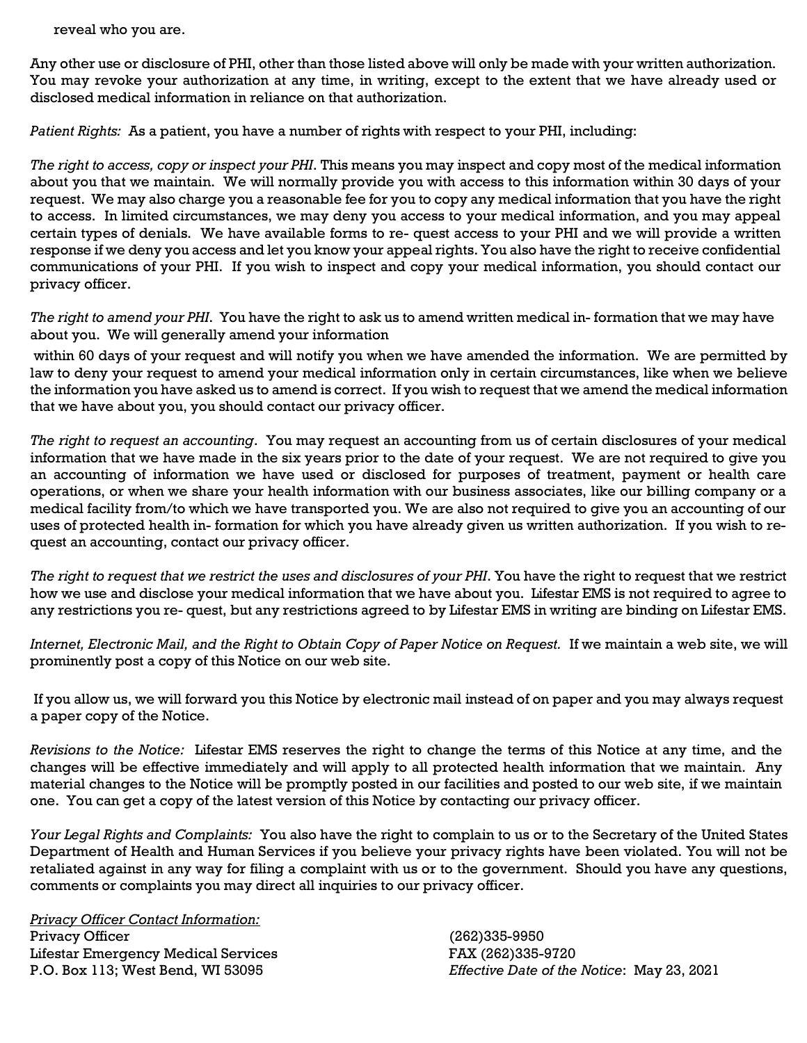reveal who you are.

Any other use or disclosure of PHI, other than those listed above will only be made with your written authorization. You may revoke your authorization at any time, in writing, except to the extent that we have already used or disclosed medical information in reliance on that authorization.

*Patient Rights:* As a patient, you have a number of rights with respect to your PHI, including:

*The right to access, copy or inspect your PHI*. This means you may inspect and copy most of the medical information about you that we maintain. We will normally provide you with access to this information within 30 days of your request. We may also charge you a reasonable fee for you to copy any medical information that you have the right to access. In limited circumstances, we may deny you access to your medical information, and you may appeal certain types of denials. We have available forms to re- quest access to your PHI and we will provide a written response if we deny you access and let you know your appeal rights. You also have the right to receive confidential communications of your PHI. If you wish to inspect and copy your medical information, you should contact our privacy officer.

*The right to amend your PHI*. You have the right to ask us to amend written medical in- formation that we may have about you. We will generally amend your information within 60 days of your request and will notify you when we have amended the information. We are permitted by law to deny your request to amend your medical information only in certain circumstances, like when we believe the information you have asked us to amend is correct. If you wish to request that we amend the medical information that we have about you, you should contact our privacy officer.

*The right to request an accounting*. You may request an accounting from us of certain disclosures of your medical information that we have made in the six years prior to the date of your request. We are not required to give you an accounting of information we have used or disclosed for purposes of treatment, payment or health care operations, or when we share your health information with our business associates, like our billing company or a medical facility from/to which we have transported you. We are also not required to give you an accounting of our uses of protected health in- formation for which you have already given us written authorization. If you wish to re- quest an accounting, contact our privacy officer.

*The right to request that we restrict the uses and disclosures of your PHI*. You have the right to request that we restrict how we use and disclose your medical information that we have about you. Lifestar EMS is not required to agree to any restrictions you re- quest, but any restrictions agreed to by Lifestar EMS in writing are binding on Lifestar EMS.

*Internet, Electronic Mail, and the Right to Obtain Copy of Paper Notice on Request.* If we maintain a web site, we will prominently post a copy of this Notice on our web site.

If you allow us, we will forward you this Notice by electronic mail instead of on paper and you may always request a paper copy of the Notice.

*Revisions to the Notice:* Lifestar EMS reserves the right to change the terms of this Notice at any time, and the changes will be effective immediately and will apply to all protected health information that we maintain. Any material changes to the Notice will be promptly posted in our facilities and posted to our web site, if we maintain one. You can get a copy of the latest version of this Notice by contacting our privacy officer.

*Your Legal Rights and Complaints:* You also have the right to complain to us or to the Secretary of the United States Department of Health and Human Services if you believe your privacy rights have been violated. You will not be retaliated against in any way for filing a complaint with us or to the government. Should you have any questions, comments or complaints you may direct all inquiries to our privacy officer.

*Privacy Officer Contact Information:*
Privacy Officer
Lifestar Emergency Medical Services
P.O. Box 113; West Bend, WI 53095

(262)335-9950
FAX (262)335-9720
*Effective Date of the Notice*: May 23, 2021